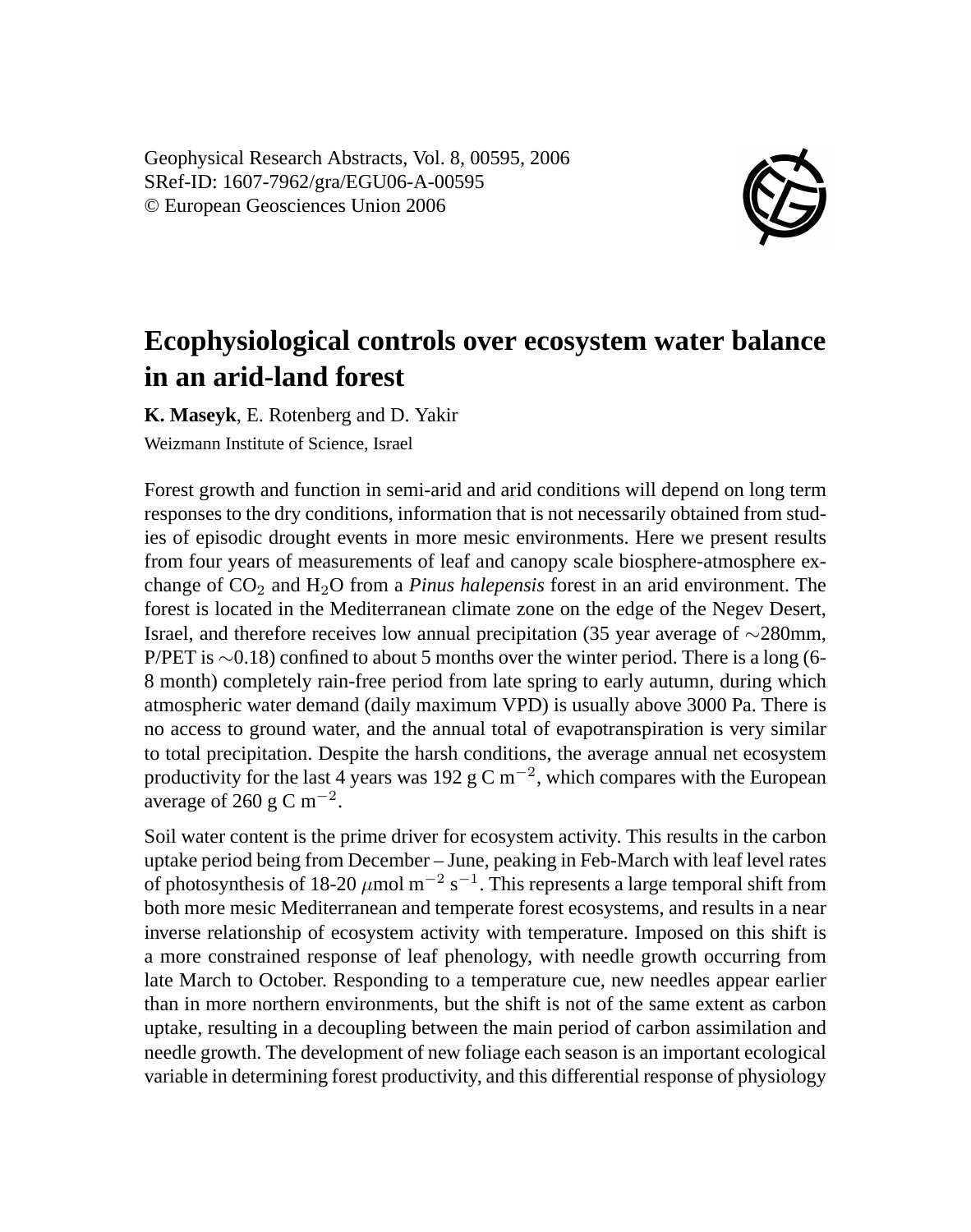# Ecophysiological controls over ecosystem water balance in an arid-land forest

**K. Maseyk**, E. Rotenberg and D. Yakir

Weizmann Institute of Science, Israel

Forest growth and function in semi-arid and arid conditions will depend on long term responses to the dry conditions, information that is not necessarily obtained from studies of episodic drought events in more mesic environments. Here we present results from four years of measurements of leaf and canopy scale biosphere-atmosphere exchange of $CO_2$ and $H_2O$ from a *Pinus halepensis* forest in an arid environment. The forest is located in the Mediterranean climate zone on the edge of the Negev Desert, Israel, and therefore receives low annual precipitation (35 year average of $\sim$280mm, P/PET is $\sim$0.18) confined to about 5 months over the winter period. There is a long (6-8 month) completely rain-free period from late spring to early autumn, during which atmospheric water demand (daily maximum VPD) is usually above 3000 Pa. There is no access to ground water, and the annual total of evapotranspiration is very similar to total precipitation. Despite the harsh conditions, the average annual net ecosystem productivity for the last 4 years was 192 g C $m^{-2}$, which compares with the European average of 260 g C $m^{-2}$.

Soil water content is the prime driver for ecosystem activity. This results in the carbon uptake period being from December – June, peaking in Feb-March with leaf level rates of photosynthesis of 18-20 $\mu$mol $m^{-2}$ $s^{-1}$. This represents a large temporal shift from both more mesic Mediterranean and temperate forest ecosystems, and results in a near inverse relationship of ecosystem activity with temperature. Imposed on this shift is a more constrained response of leaf phenology, with needle growth occurring from late March to October. Responding to a temperature cue, new needles appear earlier than in more northern environments, but the shift is not of the same extent as carbon uptake, resulting in a decoupling between the main period of carbon assimilation and needle growth. The development of new foliage each season is an important ecological variable in determining forest productivity, and this differential response of physiology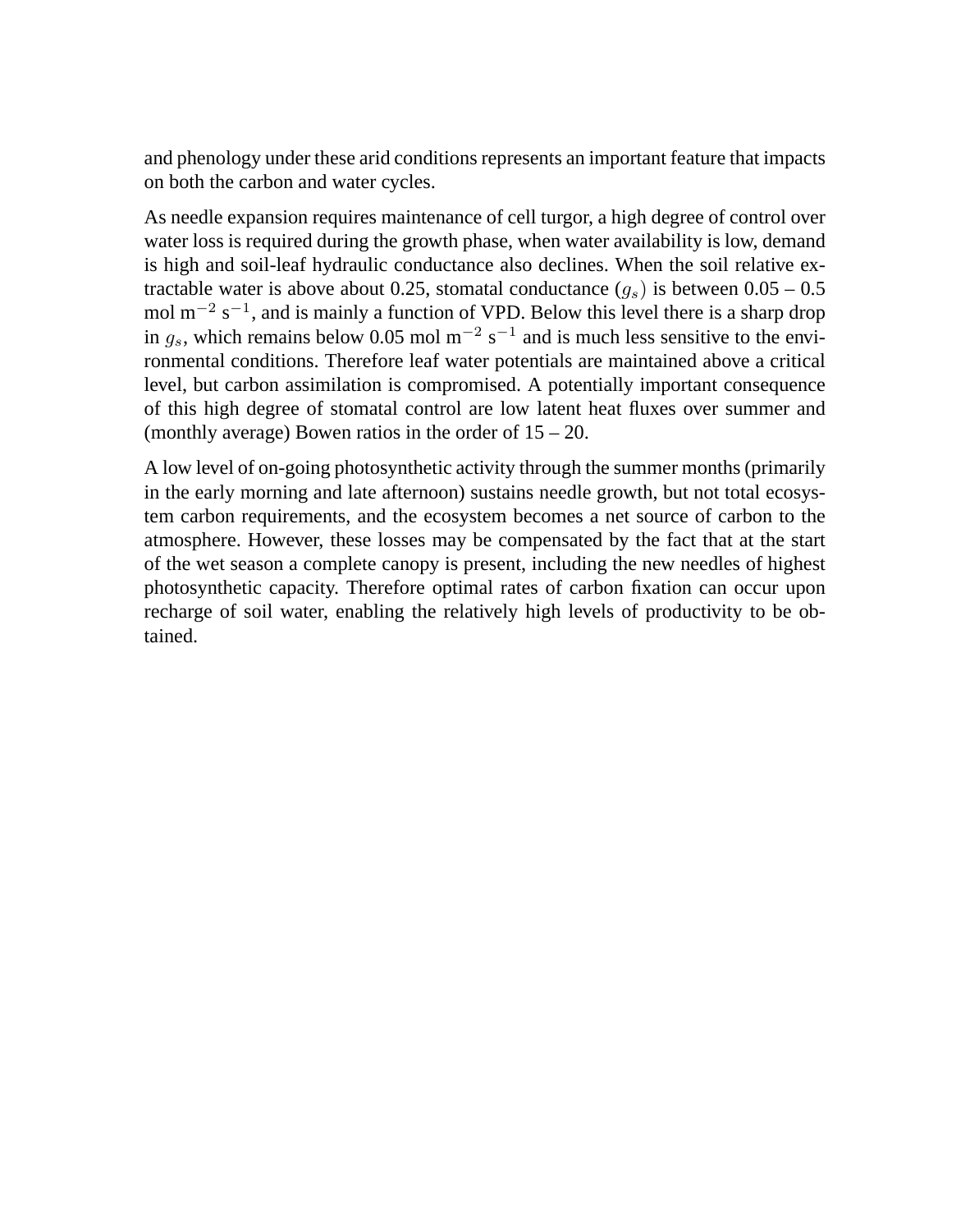and phenology under these arid conditions represents an important feature that impacts on both the carbon and water cycles.

As needle expansion requires maintenance of cell turgor, a high degree of control over water loss is required during the growth phase, when water availability is low, demand is high and soil-leaf hydraulic conductance also declines. When the soil relative extractable water is above about 0.25, stomatal conductance ($g_s$) is between 0.05 – 0.5 mol m$^{-2}$ s$^{-1}$, and is mainly a function of VPD. Below this level there is a sharp drop in $g_s$, which remains below 0.05 mol m$^{-2}$ s$^{-1}$ and is much less sensitive to the environmental conditions. Therefore leaf water potentials are maintained above a critical level, but carbon assimilation is compromised. A potentially important consequence of this high degree of stomatal control are low latent heat fluxes over summer and (monthly average) Bowen ratios in the order of 15 – 20.

A low level of on-going photosynthetic activity through the summer months (primarily in the early morning and late afternoon) sustains needle growth, but not total ecosystem carbon requirements, and the ecosystem becomes a net source of carbon to the atmosphere. However, these losses may be compensated by the fact that at the start of the wet season a complete canopy is present, including the new needles of highest photosynthetic capacity. Therefore optimal rates of carbon fixation can occur upon recharge of soil water, enabling the relatively high levels of productivity to be obtained.